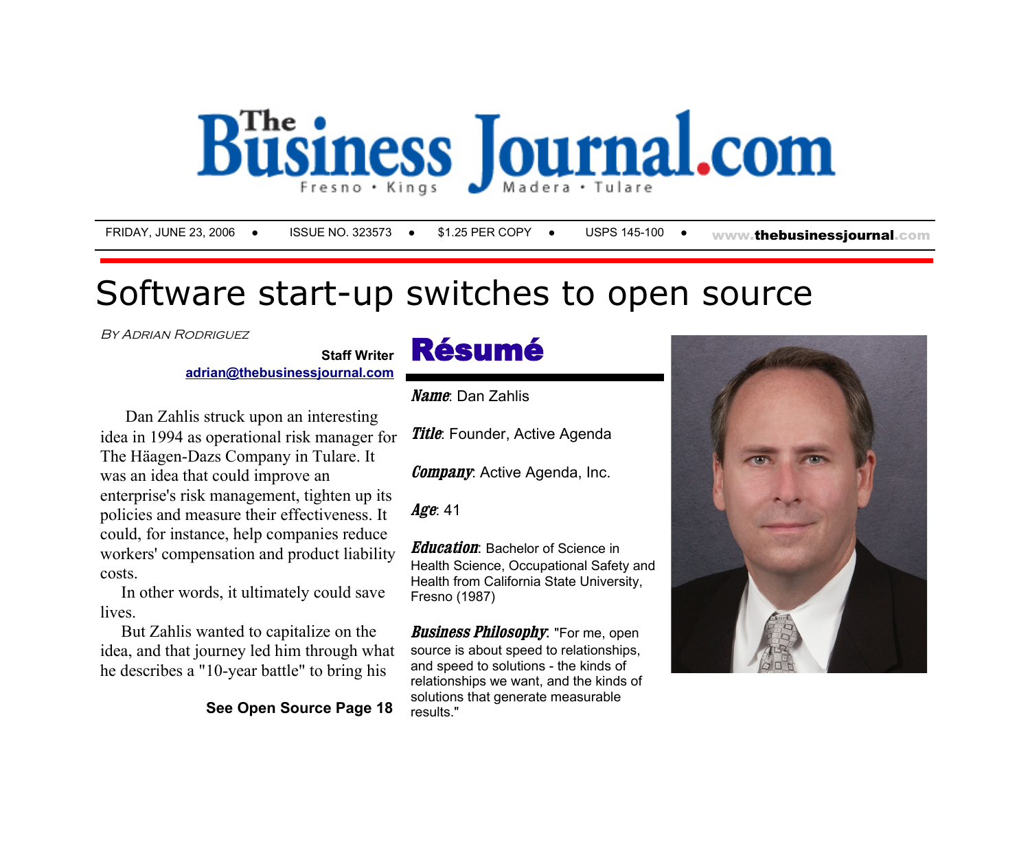# The Business Journal.com

Fresno • Kings • Madera • Tulare

FRIDAY, JUNE 23, 2006 • ISSUE NO. 323573 • $1.25 PER COPY • USPS 145-100 • www.thebusinessjournal.com

# Software start-up switches to open source

*BY ADRIAN RODRIGUEZ*

**Staff Writer**
**adrian@thebusinessjournal.com**

Dan Zahlis struck upon an interesting idea in 1994 as operational risk manager for The Häagen-Dazs Company in Tulare. It was an idea that could improve an enterprise's risk management, tighten up its policies and measure their effectiveness. It could, for instance, help companies reduce workers' compensation and product liability costs.

In other words, it ultimately could save lives.

But Zahlis wanted to capitalize on the idea, and that journey led him through what he describes a "10-year battle" to bring his

**See Open Source Page 18**

## Résumé

***Name***: Dan Zahlis

***Title***: Founder, Active Agenda

***Company***: Active Agenda, Inc.

***Age***: 41

***Education***: Bachelor of Science in Health Science, Occupational Safety and Health from California State University, Fresno (1987)

***Business Philosophy***: "For me, open source is about speed to relationships, and speed to solutions - the kinds of relationships we want, and the kinds of solutions that generate measurable results."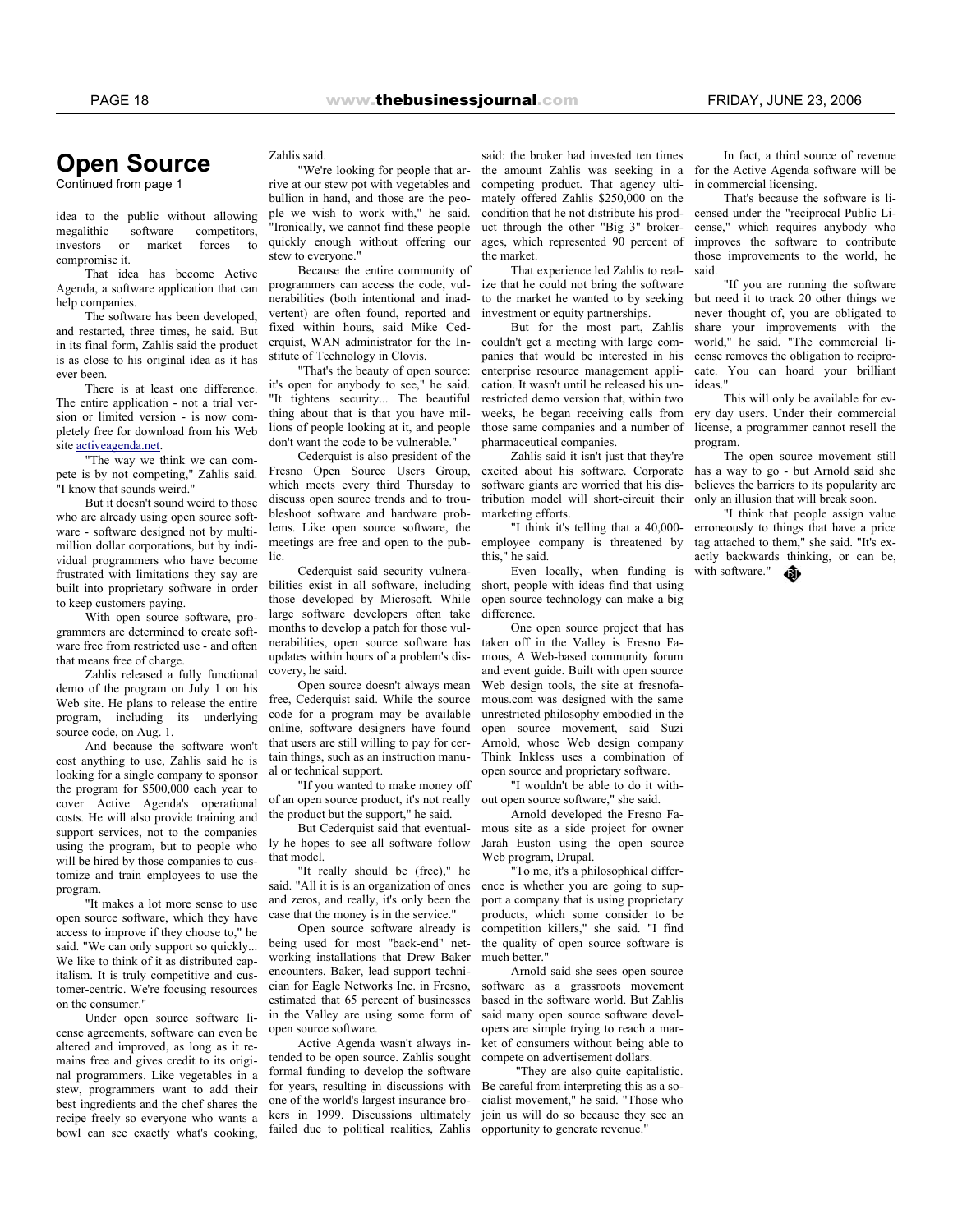# Open Source

Continued from page 1

idea to the public without allowing megalithic software competitors, investors or market forces to compromise it.

That idea has become Active Agenda, a software application that can help companies.

The software has been developed, and restarted, three times, he said. But in its final form, Zahlis said the product is as close to his original idea as it has ever been.

There is at least one difference. The entire application - not a trial version or limited version - is now completely free for download from his Web site activeagenda.net.

"The way we think we can compete is by not competing," Zahlis said. "I know that sounds weird."

But it doesn't sound weird to those who are already using open source software - software designed not by multi-million dollar corporations, but by individual programmers who have become frustrated with limitations they say are built into proprietary software in order to keep customers paying.

With open source software, programmers are determined to create software free from restricted use - and often that means free of charge.

Zahlis released a fully functional demo of the program on July 1 on his Web site. He plans to release the entire program, including its underlying source code, on Aug. 1.

And because the software won't cost anything to use, Zahlis said he is looking for a single company to sponsor the program for $500,000 each year to cover Active Agenda's operational costs. He will also provide training and support services, not to the companies using the program, but to people who will be hired by those companies to customize and train employees to use the program.

"It makes a lot more sense to use open source software, which they have access to improve if they choose to," he said. "We can only support so quickly... We like to think of it as distributed capitalism. It is truly competitive and customer-centric. We're focusing resources on the consumer."

Under open source software license agreements, software can even be altered and improved, as long as it remains free and gives credit to its original programmers. Like vegetables in a stew, programmers want to add their best ingredients and the chef shares the recipe freely so everyone who wants a bowl can see exactly what's cooking, Zahlis said.

"We're looking for people that arrive at our stew pot with vegetables and bullion in hand, and those are the people we wish to work with," he said. "Ironically, we cannot find these people quickly enough without offering our stew to everyone."

Because the entire community of programmers can access the code, vulnerabilities (both intentional and inadvertent) are often found, reported and fixed within hours, said Mike Cederquist, WAN administrator for the Institute of Technology in Clovis.

"That's the beauty of open source: it's open for anybody to see," he said. "It tightens security... The beautiful thing about that is that you have millions of people looking at it, and people don't want the code to be vulnerable."

Cederquist is also president of the Fresno Open Source Users Group, which meets every third Thursday to discuss open source trends and to troubleshoot software and hardware problems. Like open source software, the meetings are free and open to the public.

Cederquist said security vulnerabilities exist in all software, including those developed by Microsoft. While large software developers often take months to develop a patch for those vulnerabilities, open source software has updates within hours of a problem's discovery, he said.

Open source doesn't always mean free, Cederquist said. While the source code for a program may be available online, software designers have found that users are still willing to pay for certain things, such as an instruction manual or technical support.

"If you wanted to make money off of an open source product, it's not really the product but the support," he said.

But Cederquist said that eventually he hopes to see all software follow that model.

"It really should be (free)," he said. "All it is is an organization of ones and zeros, and really, it's only been the case that the money is in the service."

Open source software already is being used for most "back-end" networking installations that Drew Baker encounters. Baker, lead support technician for Eagle Networks Inc. in Fresno, estimated that 65 percent of businesses in the Valley are using some form of open source software.

Active Agenda wasn't always intended to be open source. Zahlis sought formal funding to develop the software for years, resulting in discussions with one of the world's largest insurance brokers in 1999. Discussions ultimately failed due to political realities, Zahlis said: the broker had invested ten times the amount Zahlis was seeking in a competing product. That agency ultimately offered Zahlis $250,000 on the condition that he not distribute his product through the other "Big 3" brokerages, which represented 90 percent of the market.

That experience led Zahlis to realize that he could not bring the software to the market he wanted to by seeking investment or equity partnerships.

But for the most part, Zahlis couldn't get a meeting with large companies that would be interested in his enterprise resource management application. It wasn't until he released his unrestricted demo version that, within two weeks, he began receiving calls from those same companies and a number of pharmaceutical companies.

Zahlis said it isn't just that they're excited about his software. Corporate software giants are worried that his distribution model will short-circuit their marketing efforts.

"I think it's telling that a 40,000-employee company is threatened by this," he said.

Even locally, when funding is short, people with ideas find that using open source technology can make a big difference.

One open source project that has taken off in the Valley is Fresno Famous, A Web-based community forum and event guide. Built with open source Web design tools, the site at fresnofamous.com was designed with the same unrestricted philosophy embodied in the open source movement, said Suzi Arnold, whose Web design company Think Inkless uses a combination of open source and proprietary software.

"I wouldn't be able to do it without open source software," she said.

Arnold developed the Fresno Famous site as a side project for owner Jarah Euston using the open source Web program, Drupal.

"To me, it's a philosophical difference is whether you are going to support a company that is using proprietary products, which some consider to be competition killers," she said. "I find the quality of open source software is much better."

Arnold said she sees open source software as a grassroots movement based in the software world. But Zahlis said many open source software developers are simple trying to reach a market of consumers without being able to compete on advertisement dollars.

"They are also quite capitalistic. Be careful from interpreting this as a socialist movement," he said. "Those who join us will do so because they see an opportunity to generate revenue."

In fact, a third source of revenue for the Active Agenda software will be in commercial licensing.

That's because the software is licensed under the "reciprocal Public License," which requires anybody who improves the software to contribute those improvements to the world, he said.

"If you are running the software but need it to track 20 other things we never thought of, you are obligated to share your improvements with the world," he said. "The commercial license removes the obligation to reciprocate. You can hoard your brilliant ideas."

This will only be available for every day users. Under their commercial license, a programmer cannot resell the program.

The open source movement still has a way to go - but Arnold said she believes the barriers to its popularity are only an illusion that will break soon.

"I think that people assign value erroneously to things that have a price tag attached to them," she said. "It's exactly backwards thinking, or can be, with software."